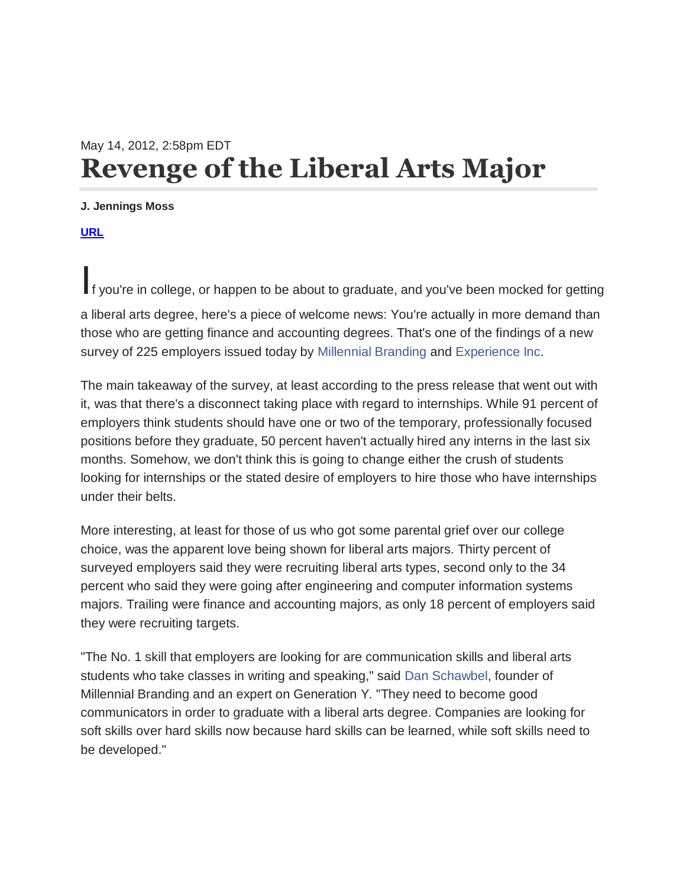May 14, 2012, 2:58pm EDT

# Revenge of the Liberal Arts Major

**J. Jennings Moss**

**URL**

If you're in college, or happen to be about to graduate, and you've been mocked for getting a liberal arts degree, here's a piece of welcome news: You're actually in more demand than those who are getting finance and accounting degrees. That's one of the findings of a new survey of 225 employers issued today by Millennial Branding and Experience Inc.

The main takeaway of the survey, at least according to the press release that went out with it, was that there's a disconnect taking place with regard to internships. While 91 percent of employers think students should have one or two of the temporary, professionally focused positions before they graduate, 50 percent haven't actually hired any interns in the last six months. Somehow, we don't think this is going to change either the crush of students looking for internships or the stated desire of employers to hire those who have internships under their belts.

More interesting, at least for those of us who got some parental grief over our college choice, was the apparent love being shown for liberal arts majors. Thirty percent of surveyed employers said they were recruiting liberal arts types, second only to the 34 percent who said they were going after engineering and computer information systems majors. Trailing were finance and accounting majors, as only 18 percent of employers said they were recruiting targets.

"The No. 1 skill that employers are looking for are communication skills and liberal arts students who take classes in writing and speaking," said Dan Schawbel, founder of Millennial Branding and an expert on Generation Y. "They need to become good communicators in order to graduate with a liberal arts degree. Companies are looking for soft skills over hard skills now because hard skills can be learned, while soft skills need to be developed."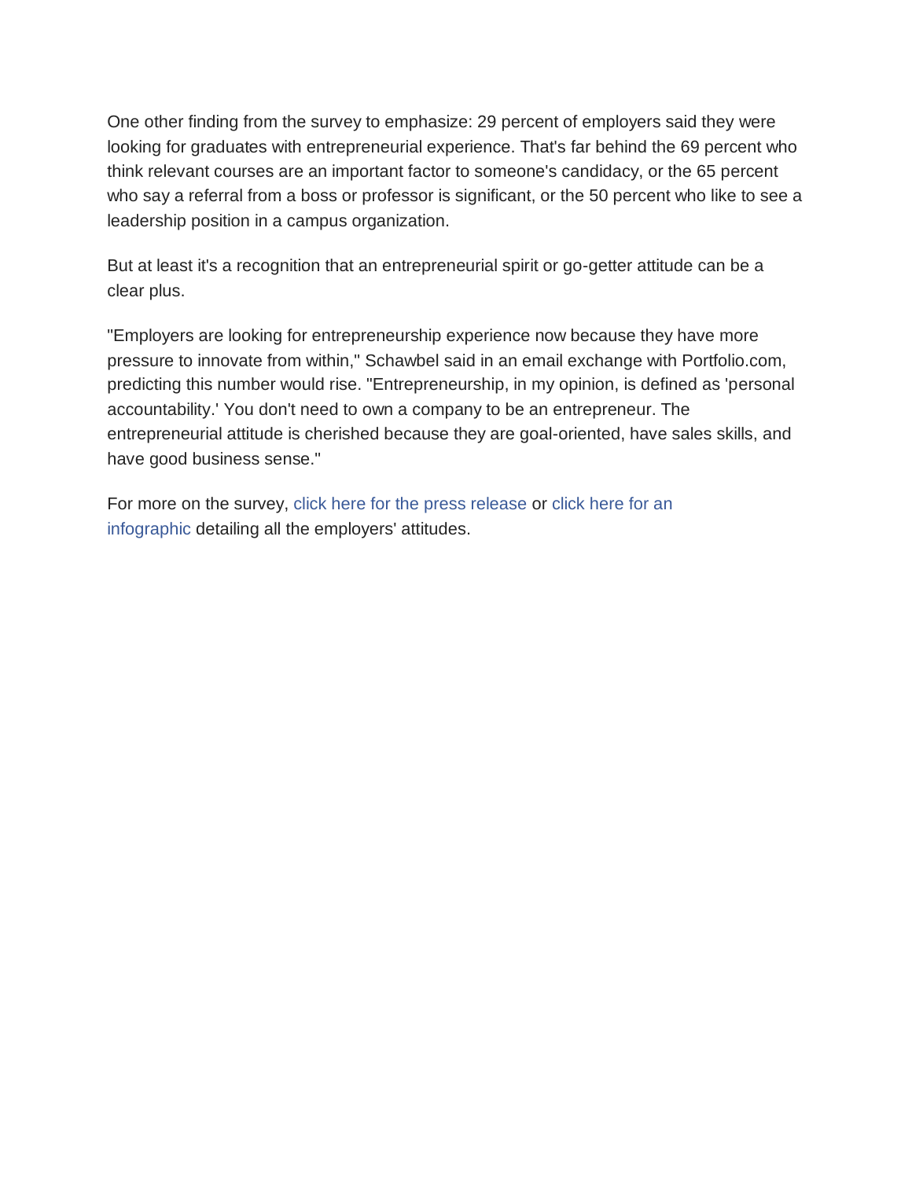One other finding from the survey to emphasize: 29 percent of employers said they were looking for graduates with entrepreneurial experience. That's far behind the 69 percent who think relevant courses are an important factor to someone's candidacy, or the 65 percent who say a referral from a boss or professor is significant, or the 50 percent who like to see a leadership position in a campus organization.

But at least it's a recognition that an entrepreneurial spirit or go-getter attitude can be a clear plus.

"Employers are looking for entrepreneurship experience now because they have more pressure to innovate from within," Schawbel said in an email exchange with Portfolio.com, predicting this number would rise. "Entrepreneurship, in my opinion, is defined as 'personal accountability.' You don't need to own a company to be an entrepreneur. The entrepreneurial attitude is cherished because they are goal-oriented, have sales skills, and have good business sense."

For more on the survey, click here for the press release or click here for an infographic detailing all the employers' attitudes.